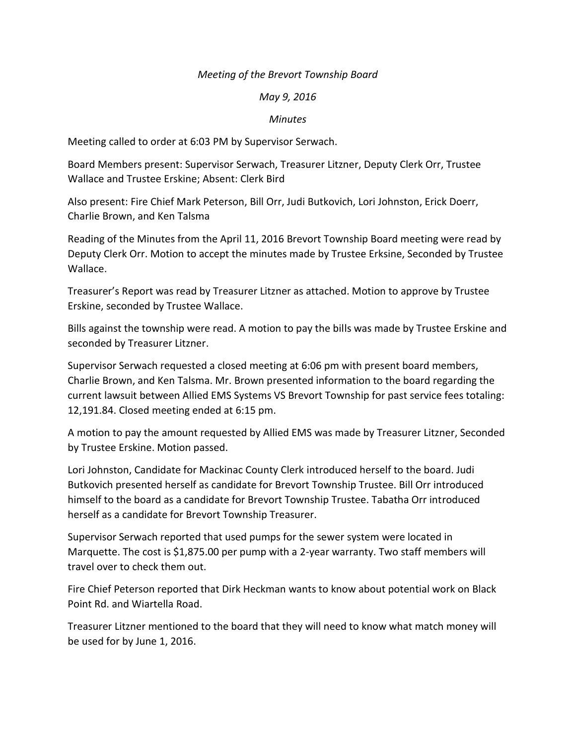*Meeting of the Brevort Township Board*

*May 9, 2016*

*Minutes*

Meeting called to order at 6:03 PM by Supervisor Serwach.

Board Members present: Supervisor Serwach, Treasurer Litzner, Deputy Clerk Orr, Trustee Wallace and Trustee Erskine; Absent: Clerk Bird

Also present: Fire Chief Mark Peterson, Bill Orr, Judi Butkovich, Lori Johnston, Erick Doerr, Charlie Brown, and Ken Talsma

Reading of the Minutes from the April 11, 2016 Brevort Township Board meeting were read by Deputy Clerk Orr. Motion to accept the minutes made by Trustee Erksine, Seconded by Trustee Wallace.

Treasurer's Report was read by Treasurer Litzner as attached. Motion to approve by Trustee Erskine, seconded by Trustee Wallace.

Bills against the township were read. A motion to pay the bills was made by Trustee Erskine and seconded by Treasurer Litzner.

Supervisor Serwach requested a closed meeting at 6:06 pm with present board members, Charlie Brown, and Ken Talsma. Mr. Brown presented information to the board regarding the current lawsuit between Allied EMS Systems VS Brevort Township for past service fees totaling: 12,191.84. Closed meeting ended at 6:15 pm.

A motion to pay the amount requested by Allied EMS was made by Treasurer Litzner, Seconded by Trustee Erskine. Motion passed.

Lori Johnston, Candidate for Mackinac County Clerk introduced herself to the board. Judi Butkovich presented herself as candidate for Brevort Township Trustee. Bill Orr introduced himself to the board as a candidate for Brevort Township Trustee. Tabatha Orr introduced herself as a candidate for Brevort Township Treasurer.

Supervisor Serwach reported that used pumps for the sewer system were located in Marquette. The cost is $1,875.00 per pump with a 2-year warranty. Two staff members will travel over to check them out.

Fire Chief Peterson reported that Dirk Heckman wants to know about potential work on Black Point Rd. and Wiartella Road.

Treasurer Litzner mentioned to the board that they will need to know what match money will be used for by June 1, 2016.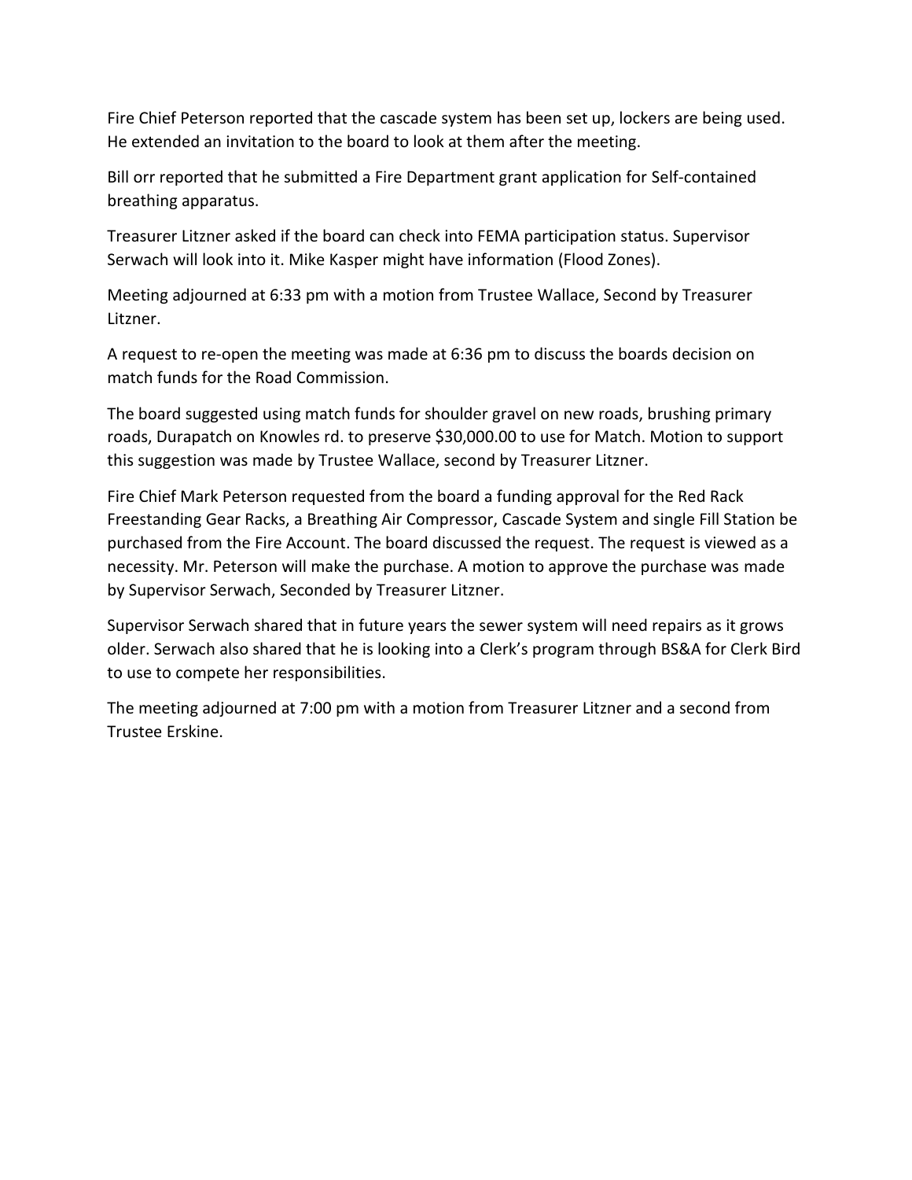Fire Chief Peterson reported that the cascade system has been set up, lockers are being used. He extended an invitation to the board to look at them after the meeting.

Bill orr reported that he submitted a Fire Department grant application for Self-contained breathing apparatus.

Treasurer Litzner asked if the board can check into FEMA participation status. Supervisor Serwach will look into it. Mike Kasper might have information (Flood Zones).

Meeting adjourned at 6:33 pm with a motion from Trustee Wallace, Second by Treasurer Litzner.

A request to re-open the meeting was made at 6:36 pm to discuss the boards decision on match funds for the Road Commission.

The board suggested using match funds for shoulder gravel on new roads, brushing primary roads, Durapatch on Knowles rd. to preserve $30,000.00 to use for Match. Motion to support this suggestion was made by Trustee Wallace, second by Treasurer Litzner.

Fire Chief Mark Peterson requested from the board a funding approval for the Red Rack Freestanding Gear Racks, a Breathing Air Compressor, Cascade System and single Fill Station be purchased from the Fire Account. The board discussed the request. The request is viewed as a necessity. Mr. Peterson will make the purchase. A motion to approve the purchase was made by Supervisor Serwach, Seconded by Treasurer Litzner.

Supervisor Serwach shared that in future years the sewer system will need repairs as it grows older. Serwach also shared that he is looking into a Clerk's program through BS&A for Clerk Bird to use to compete her responsibilities.

The meeting adjourned at 7:00 pm with a motion from Treasurer Litzner and a second from Trustee Erskine.